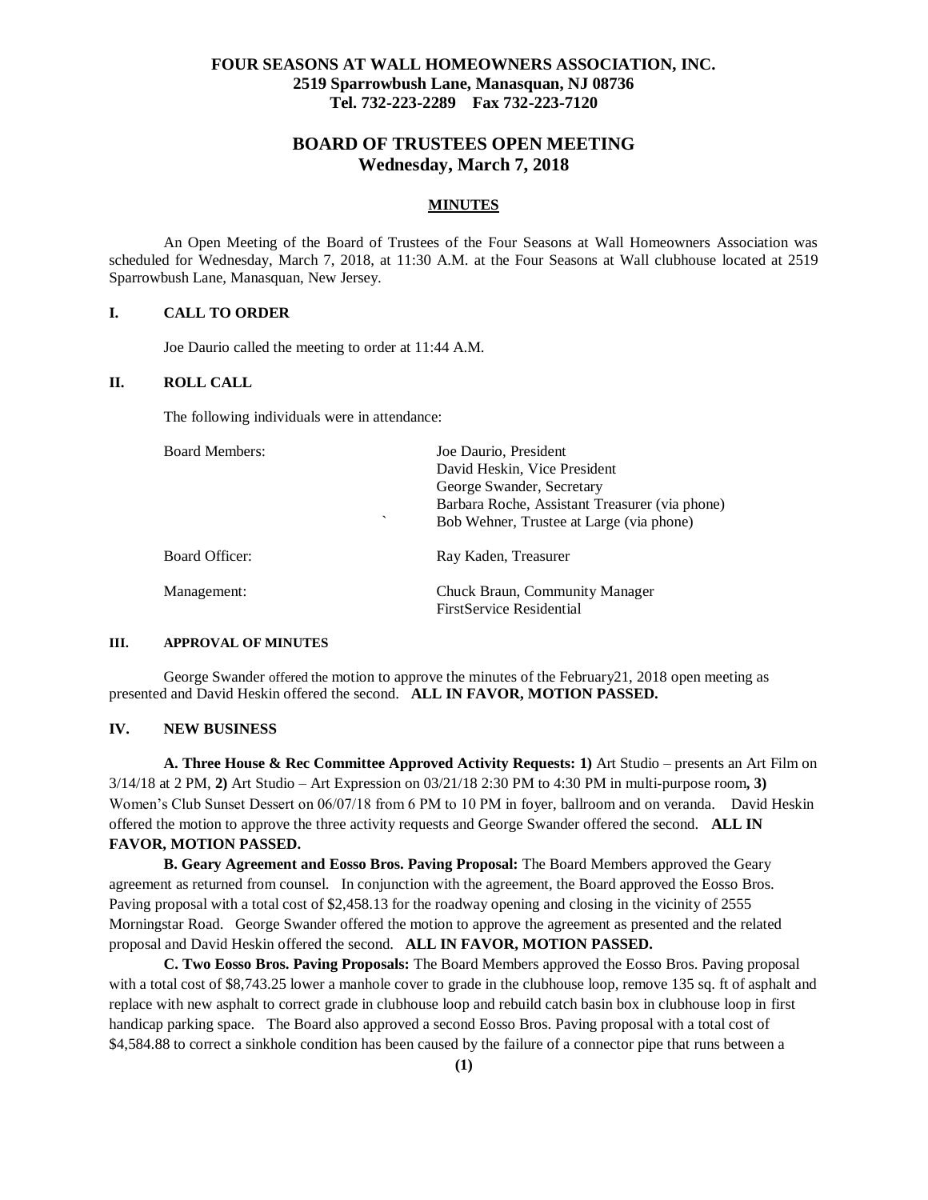**FOUR SEASONS AT WALL HOMEOWNERS ASSOCIATION, INC.**
**2519 Sparrowbush Lane, Manasquan, NJ 08736**
**Tel. 732-223-2289 Fax 732-223-7120**

# BOARD OF TRUSTEES OPEN MEETING
## Wednesday, March 7, 2018

**MINUTES**

An Open Meeting of the Board of Trustees of the Four Seasons at Wall Homeowners Association was scheduled for Wednesday, March 7, 2018, at 11:30 A.M. at the Four Seasons at Wall clubhouse located at 2519 Sparrowbush Lane, Manasquan, New Jersey.

### I. CALL TO ORDER

Joe Daurio called the meeting to order at 11:44 A.M.

### II. ROLL CALL

The following individuals were in attendance:

| | |
|---|---|
| Board Members: | Joe Daurio, President |
| | David Heskin, Vice President |
| | George Swander, Secretary |
| | Barbara Roche, Assistant Treasurer (via phone) |
| ` | Bob Wehner, Trustee at Large (via phone) |
| Board Officer: | Ray Kaden, Treasurer |
| Management: | Chuck Braun, Community Manager |
| | FirstService Residential |

### III. APPROVAL OF MINUTES

George Swander offered the motion to approve the minutes of the February21, 2018 open meeting as presented and David Heskin offered the second. **ALL IN FAVOR, MOTION PASSED.**

### IV. NEW BUSINESS

**A. Three House & Rec Committee Approved Activity Requests: 1)** Art Studio – presents an Art Film on 3/14/18 at 2 PM, **2)** Art Studio – Art Expression on 03/21/18 2:30 PM to 4:30 PM in multi-purpose room**, 3)** Women's Club Sunset Dessert on 06/07/18 from 6 PM to 10 PM in foyer, ballroom and on veranda. David Heskin offered the motion to approve the three activity requests and George Swander offered the second. **ALL IN FAVOR, MOTION PASSED.**

**B. Geary Agreement and Eosso Bros. Paving Proposal:** The Board Members approved the Geary agreement as returned from counsel. In conjunction with the agreement, the Board approved the Eosso Bros. Paving proposal with a total cost of $2,458.13 for the roadway opening and closing in the vicinity of 2555 Morningstar Road. George Swander offered the motion to approve the agreement as presented and the related proposal and David Heskin offered the second. **ALL IN FAVOR, MOTION PASSED.**

**C. Two Eosso Bros. Paving Proposals:** The Board Members approved the Eosso Bros. Paving proposal with a total cost of $8,743.25 lower a manhole cover to grade in the clubhouse loop, remove 135 sq. ft of asphalt and replace with new asphalt to correct grade in clubhouse loop and rebuild catch basin box in clubhouse loop in first handicap parking space. The Board also approved a second Eosso Bros. Paving proposal with a total cost of $4,584.88 to correct a sinkhole condition has been caused by the failure of a connector pipe that runs between a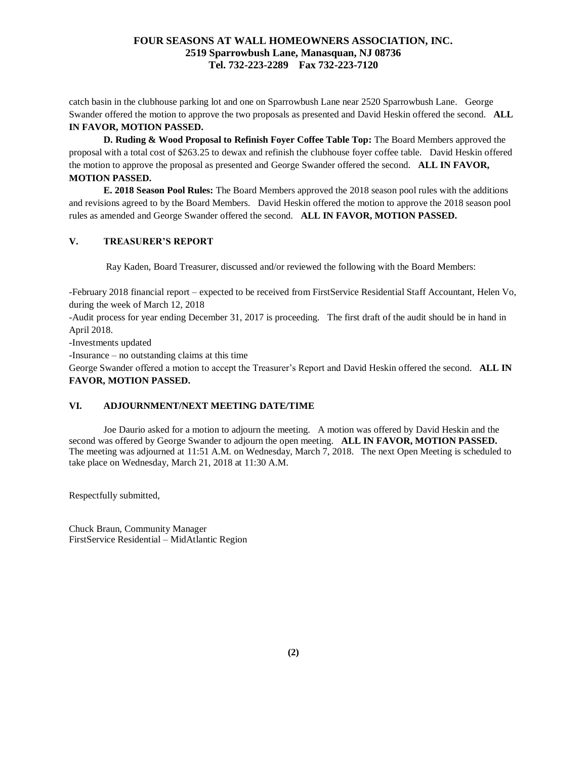catch basin in the clubhouse parking lot and one on Sparrowbush Lane near 2520 Sparrowbush Lane. George Swander offered the motion to approve the two proposals as presented and David Heskin offered the second. **ALL IN FAVOR, MOTION PASSED.**

**D. Ruding & Wood Proposal to Refinish Foyer Coffee Table Top:** The Board Members approved the proposal with a total cost of $263.25 to dewax and refinish the clubhouse foyer coffee table. David Heskin offered the motion to approve the proposal as presented and George Swander offered the second. **ALL IN FAVOR, MOTION PASSED.**

**E. 2018 Season Pool Rules:** The Board Members approved the 2018 season pool rules with the additions and revisions agreed to by the Board Members. David Heskin offered the motion to approve the 2018 season pool rules as amended and George Swander offered the second. **ALL IN FAVOR, MOTION PASSED.**

## V. TREASURER'S REPORT

Ray Kaden, Board Treasurer, discussed and/or reviewed the following with the Board Members:

-February 2018 financial report – expected to be received from FirstService Residential Staff Accountant, Helen Vo, during the week of March 12, 2018

-Audit process for year ending December 31, 2017 is proceeding. The first draft of the audit should be in hand in April 2018.

-Investments updated

-Insurance – no outstanding claims at this time

George Swander offered a motion to accept the Treasurer's Report and David Heskin offered the second. **ALL IN FAVOR, MOTION PASSED.**

## VI. ADJOURNMENT/NEXT MEETING DATE/TIME

Joe Daurio asked for a motion to adjourn the meeting. A motion was offered by David Heskin and the second was offered by George Swander to adjourn the open meeting. **ALL IN FAVOR, MOTION PASSED.** The meeting was adjourned at 11:51 A.M. on Wednesday, March 7, 2018. The next Open Meeting is scheduled to take place on Wednesday, March 21, 2018 at 11:30 A.M.

Respectfully submitted,

Chuck Braun, Community Manager
FirstService Residential – MidAtlantic Region